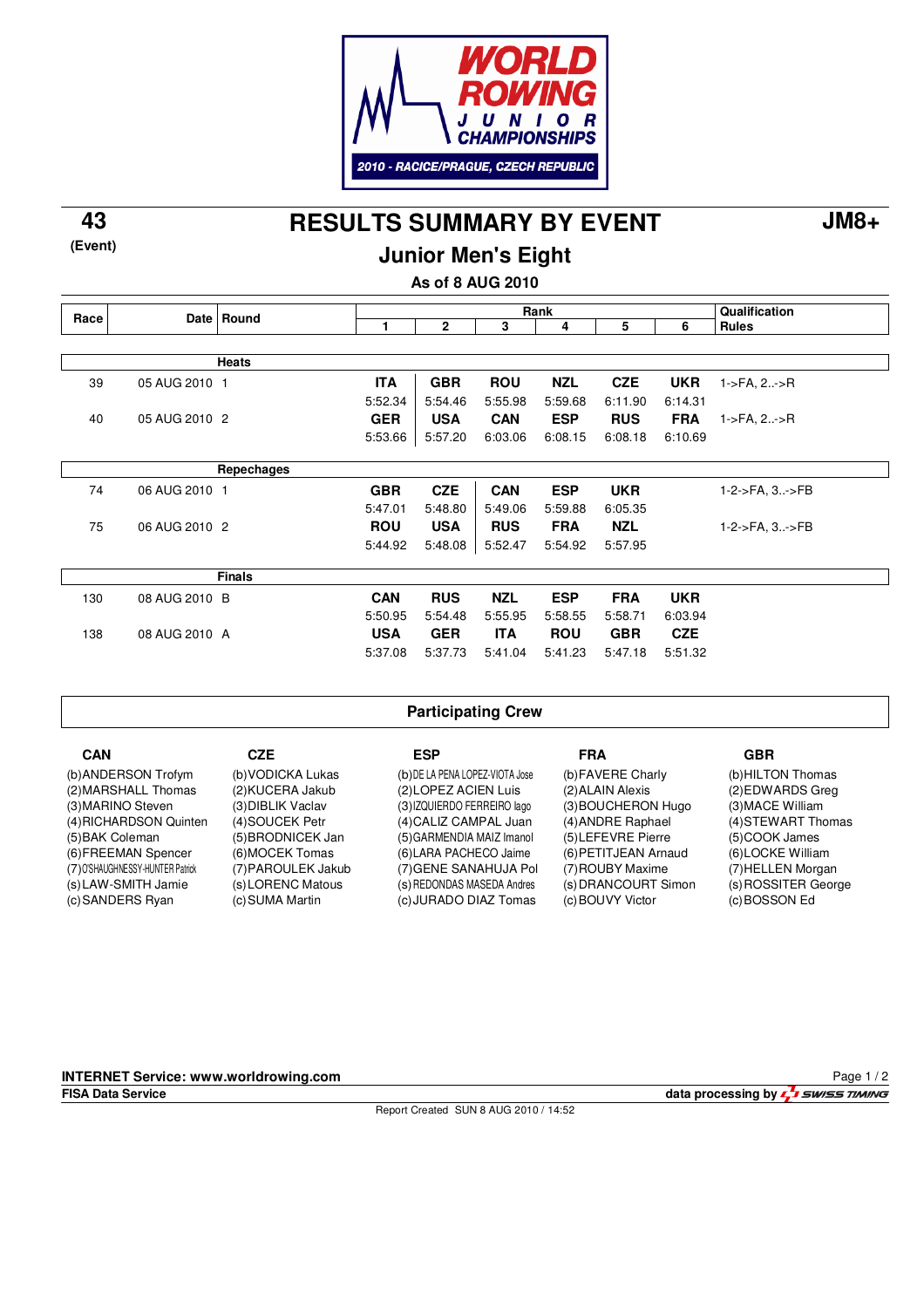# WORLD ROWING JUNIOR CHAMPIONSHIPS

2010 - RACICE/PRAGUE, CZECH REPUBLIC

**43** (Event)

# RESULTS SUMMARY BY EVENT

**JM8+**

## Junior Men's Eight

**As of 8 AUG 2010**

| Race | Date | Round | Rank 1 | 2 | 3 | 4 | 5 | 6 | Qualification Rules |
|---|---|---|---|---|---|---|---|---|---|
| | | **Heats** | | | | | | | |
| 39 | 05 AUG 2010 | 1 | ITA 5:52.34 | GBR 5:54.46 | ROU 5:55.98 | NZL 5:59.68 | CZE 6:11.90 | UKR 6:14.31 | 1->FA, 2..->R |
| 40 | 05 AUG 2010 | 2 | GER 5:53.66 | USA 5:57.20 | CAN 6:03.06 | ESP 6:08.15 | RUS 6:08.18 | FRA 6:10.69 | 1->FA, 2..->R |
| | | **Repechages** | | | | | | | |
| 74 | 06 AUG 2010 | 1 | GBR 5:47.01 | CZE 5:48.80 | CAN 5:49.06 | ESP 5:59.88 | UKR 6:05.35 | | 1-2->FA, 3..->FB |
| 75 | 06 AUG 2010 | 2 | ROU 5:44.92 | USA 5:48.08 | RUS 5:52.47 | FRA 5:54.92 | NZL 5:57.95 | | 1-2->FA, 3..->FB |
| | | **Finals** | | | | | | | |
| 130 | 08 AUG 2010 | B | CAN 5:50.95 | RUS 5:54.48 | NZL 5:55.95 | ESP 5:58.55 | FRA 5:58.71 | UKR 6:03.94 | |
| 138 | 08 AUG 2010 | A | USA 5:37.08 | GER 5:37.73 | ITA 5:41.04 | ROU 5:41.23 | GBR 5:47.18 | CZE 5:51.32 | |

## Participating Crew

| CAN | CZE | ESP | FRA | GBR |
|---|---|---|---|---|
| (b)ANDERSON Trofym | (b)VODICKA Lukas | (b)DE LA PENA LOPEZ-VIOTA Jose | (b)FAVERE Charly | (b)HILTON Thomas |
| (2)MARSHALL Thomas | (2)KUCERA Jakub | (2)LOPEZ ACIEN Luis | (2)ALAIN Alexis | (2)EDWARDS Greg |
| (3)MARINO Steven | (3)DIBLIK Vaclav | (3)IZQUIERDO FERREIRO Iago | (3)BOUCHERON Hugo | (3)MACE William |
| (4)RICHARDSON Quinten | (4)SOUCEK Petr | (4)CALIZ CAMPAL Juan | (4)ANDRE Raphael | (4)STEWART Thomas |
| (5)BAK Coleman | (5)BRODNICEK Jan | (5)GARMENDIA MAIZ Imanol | (5)LEFEVRE Pierre | (5)COOK James |
| (6)FREEMAN Spencer | (6)MOCEK Tomas | (6)LARA PACHECO Jaime | (6)PETITJEAN Arnaud | (6)LOCKE William |
| (7)O'SHAUGHNESSY-HUNTER Patrick | (7)PAROULEK Jakub | (7)GENE SANAHUJA Pol | (7)ROUBY Maxime | (7)HELLEN Morgan |
| (s)LAW-SMITH Jamie | (s)LORENC Matous | (s)REDONDAS MASEDA Andres | (s)DRANCOURT Simon | (s)ROSSITER George |
| (c)SANDERS Ryan | (c)SUMA Martin | (c)JURADO DIAZ Tomas | (c)BOUVY Victor | (c)BOSSON Ed |

**INTERNET Service: www.worldrowing.com**

**FISA Data Service** — data processing by SWISS TIMING

Report Created SUN 8 AUG 2010 / 14:52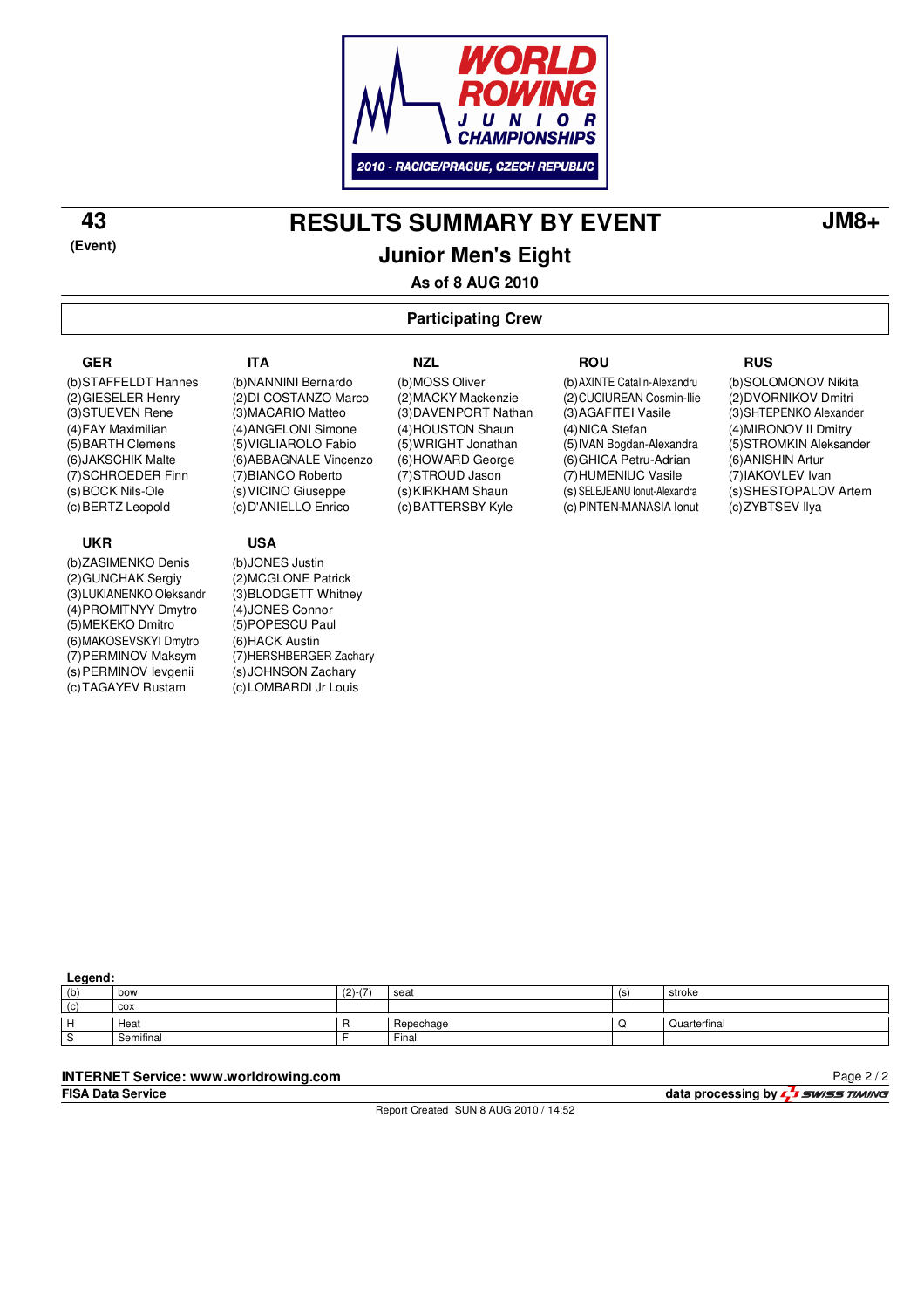43
(Event)

# RESULTS SUMMARY BY EVENT

**JM8+**

## Junior Men's Eight

**As of 8 AUG 2010**

### Participating Crew

**GER**
(b)STAFFELDT Hannes
(2)GIESELER Henry
(3)STUEVEN Rene
(4)FAY Maximilian
(5)BARTH Clemens
(6)JAKSCHIK Malte
(7)SCHROEDER Finn
(s)BOCK Nils-Ole
(c)BERTZ Leopold

**ITA**
(b)NANNINI Bernardo
(2)DI COSTANZO Marco
(3)MACARIO Matteo
(4)ANGELONI Simone
(5)VIGLIAROLO Fabio
(6)ABBAGNALE Vincenzo
(7)BIANCO Roberto
(s)VICINO Giuseppe
(c)D'ANIELLO Enrico

**NZL**
(b)MOSS Oliver
(2)MACKY Mackenzie
(3)DAVENPORT Nathan
(4)HOUSTON Shaun
(5)WRIGHT Jonathan
(6)HOWARD George
(7)STROUD Jason
(s)KIRKHAM Shaun
(c)BATTERSBY Kyle

**ROU**
(b)AXINTE Catalin-Alexandru
(2)CUCIUREAN Cosmin-Ilie
(3)AGAFITEI Vasile
(4)NICA Stefan
(5)IVAN Bogdan-Alexandra
(6)GHICA Petru-Adrian
(7)HUMENIUC Vasile
(s)SELEJEANU Ionut-Alexandra
(c)PINTEN-MANASIA Ionut

**RUS**
(b)SOLOMONOV Nikita
(2)DVORNIKOV Dmitri
(3)SHTEPENKO Alexander
(4)MIRONOV II Dmitry
(5)STROMKIN Aleksander
(6)ANISHIN Artur
(7)IAKOVLEV Ivan
(s)SHESTOPALOV Artem
(c)ZYBTSEV Ilya

**UKR**
(b)ZASIMENKO Denis
(2)GUNCHAK Sergiy
(3)LUKIANENKO Oleksandr
(4)PROMITNYY Dmytro
(5)MEKEKO Dmitro
(6)MAKOSEVSKYI Dmytro
(7)PERMINOV Maksym
(s)PERMINOV Ievgenii
(c)TAGAYEV Rustam

**USA**
(b)JONES Justin
(2)MCGLONE Patrick
(3)BLODGETT Whitney
(4)JONES Connor
(5)POPESCU Paul
(6)HACK Austin
(7)HERSHBERGER Zachary
(s)JOHNSON Zachary
(c)LOMBARDI Jr Louis

**Legend:**

| | | | | | |
|---|---|---|---|---|---|
| (b) | bow | (2)-(7) | seat | (s) | stroke |
| (c) | cox | | | | |
| H | Heat | R | Repechage | Q | Quarterfinal |
| S | Semifinal | F | Final | | |

**INTERNET Service: www.worldrowing.com**
**FISA Data Service** — **data processing by SWISS TIMING**

Report Created SUN 8 AUG 2010 / 14:52